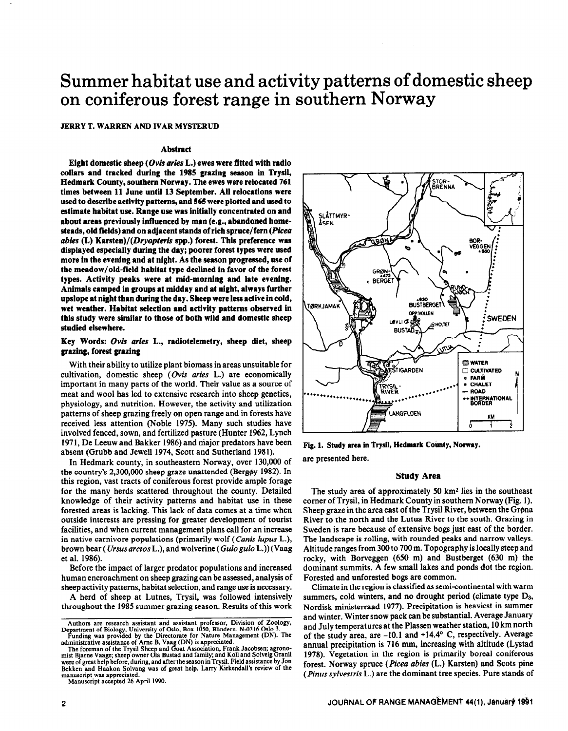# Summer habitat use and activity patterns of domestic sheep on coniferous forest range in southern Norway

JERRY T. WARREN AND IVAR MYSTERUD

## Abstract

**Eight domestic sheep (*Ovis aries* L.) ewes were fitted with radio collars and tracked during the 1985 grazing season in Trysil, Hedmark County, southern Norway. The ewes were relocated 761 times between 11 June until 13 September. All relocations were used to describe activity patterns, and 565 were plotted and used to estimate habitat use. Range use was initially concentrated on and about areas previously influenced by man (e.g., abandoned homesteads, old fields) and on adjacent stands of rich spruce/fern (*Picea abies* (L) Karsten)/(*Dryopteris* spp.) forest. This preference was displayed especially during the day; poorer forest types were used more in the evening and at night. As the season progressed, use of the meadow/old-field habitat type declined in favor of the forest types. Activity peaks were at mid-morning and late evening. Animals camped in groups at midday and at night, always further upslope at night than during the day. Sheep were less active in cold, wet weather. Habitat selection and activity patterns observed in this study were similar to those of both wild and domestic sheep studied elsewhere.**

**Key Words: *Ovis aries* L., radiotelemetry, sheep diet, sheep grazing, forest grazing**

With their ability to utilize plant biomass in areas unsuitable for cultivation, domestic sheep (*Ovis aries* L.) are economically important in many parts of the world. Their value as a source of meat and wool has led to extensive research into sheep genetics, physiology, and nutrition. However, the activity and utilization patterns of sheep grazing freely on open range and in forests have received less attention (Noble 1975). Many such studies have involved fenced, sown, and fertilized pasture (Hunter 1962, Lynch 1971, De Leeuw and Bakker 1986) and major predators have been absent (Grubb and Jewell 1974, Scott and Sutherland 1981).

In Hedmark county, in southeastern Norway, over 130,000 of the country's 2,300,000 sheep graze unattended (Bergøy 1982). In this region, vast tracts of coniferous forest provide ample forage for the many herds scattered throughout the county. Detailed knowledge of their activity patterns and habitat use in these forested areas is lacking. This lack of data comes at a time when outside interests are pressing for greater development of tourist facilities, and when current management plans call for an increase in native carnivore populations (primarily wolf (*Canis lupus* L.), brown bear (*Ursus arctos* L.), and wolverine (*Gulo gulo* L.)) (Vaag et al. 1986).

Before the impact of larger predator populations and increased human encroachment on sheep grazing can be assessed, analysis of sheep activity patterns, habitat selection, and range use is necessary.

A herd of sheep at Lutnes, Trysil, was followed intensively throughout the 1985 summer grazing season. Results of this work are presented here.

Authors are research assistant and assistant professor, Division of Zoology, Department of Biology, University of Oslo, Box 1050, Blindern. N-0316 Oslo 3.

Funding was provided by the Directorate for Nature Management (DN). The administrative assistance of Arne B. Vaag (DN) is appreciated.

The foreman of the Trysil Sheep and Goat Association, Frank Jacobsen; agronomist Bjarne Vaage; sheep owner Ola Bustad and family; and Koll and Solveig Granli were of great help before, during, and after the season in Trysil. Field assistance by Jon Bekken and Haakon Solvang was of great help. Larry Kirkendall's review of the manuscript was appreciated.

Manuscript accepted 26 April 1990.

Fig. 1. Study area in Trysil, Hedmark County, Norway.

## Study Area

The study area of approximately 50 km² lies in the southeast corner of Trysil, in Hedmark County in southern Norway (Fig. 1). Sheep graze in the area east of the Trysil River, between the Grøna River to the north and the Lutua River to the south. Grazing in Sweden is rare because of extensive bogs just east of the border. The landscape is rolling, with rounded peaks and narrow valleys. Altitude ranges from 300 to 700 m. Topography is locally steep and rocky, with Borveggen (650 m) and Bustberget (630 m) the dominant summits. A few small lakes and ponds dot the region. Forested and unforested bogs are common.

Climate in the region is classified as semi-continental with warm summers, cold winters, and no drought period (climate type $D_3$, Nordisk ministerraad 1977). Precipitation is heaviest in summer and winter. Winter snow pack can be substantial. Average January and July temperatures at the Plassen weather station, 10 km north of the study area, are −10.1 and +14.4° C, respectively. Average annual precipitation is 716 mm, increasing with altitude (Lystad 1978). Vegetation in the region is primarily boreal coniferous forest. Norway spruce (*Picea abies* (L.) Karsten) and Scots pine (*Pinus sylvestris* L.) are the dominant tree species. Pure stands of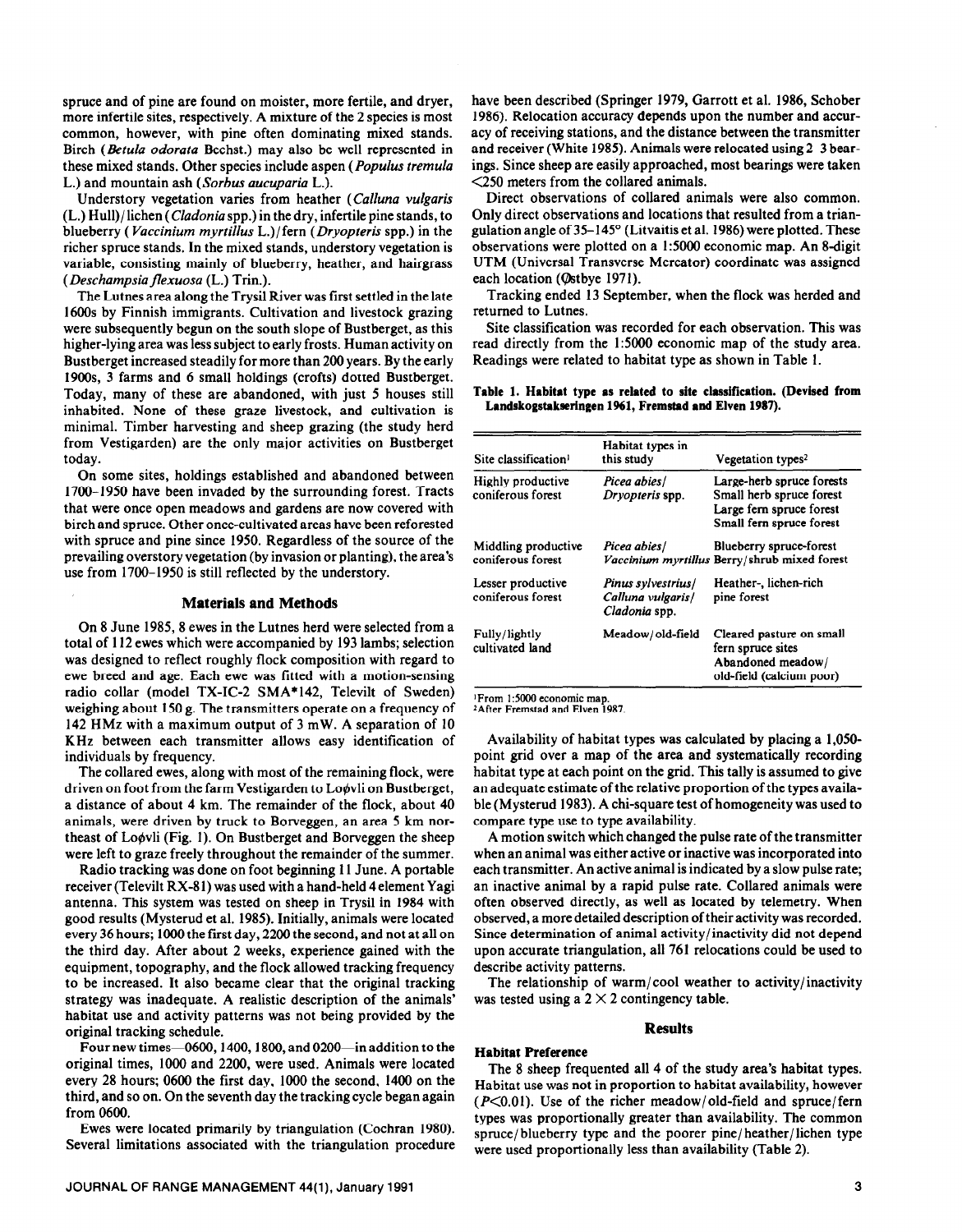spruce and of pine are found on moister, more fertile, and dryer, more infertile sites, respectively. A mixture of the 2 species is most common, however, with pine often dominating mixed stands. Birch (*Betula odorata* Bechst.) may also be well represented in these mixed stands. Other species include aspen (*Populus tremula* L.) and mountain ash (*Sorbus aucuparia* L.).

Understory vegetation varies from heather (*Calluna vulgaris* (L.) Hull)/lichen (*Cladonia* spp.) in the dry, infertile pine stands, to blueberry (*Vaccinium myrtillus* L.)/fern (*Dryopteris* spp.) in the richer spruce stands. In the mixed stands, understory vegetation is variable, consisting mainly of blueberry, heather, and hairgrass (*Deschampsia flexuosa* (L.) Trin.).

The Lutnes area along the Trysil River was first settled in the late 1600s by Finnish immigrants. Cultivation and livestock grazing were subsequently begun on the south slope of Bustberget, as this higher-lying area was less subject to early frosts. Human activity on Bustberget increased steadily for more than 200 years. By the early 1900s, 3 farms and 6 small holdings (crofts) dotted Bustberget. Today, many of these are abandoned, with just 5 houses still inhabited. None of these graze livestock, and cultivation is minimal. Timber harvesting and sheep grazing (the study herd from Vestigarden) are the only major activities on Bustberget today.

On some sites, holdings established and abandoned between 1700–1950 have been invaded by the surrounding forest. Tracts that were once open meadows and gardens are now covered with birch and spruce. Other once-cultivated areas have been reforested with spruce and pine since 1950. Regardless of the source of the prevailing overstory vegetation (by invasion or planting), the area's use from 1700–1950 is still reflected by the understory.

## Materials and Methods

On 8 June 1985, 8 ewes in the Lutnes herd were selected from a total of 112 ewes which were accompanied by 193 lambs; selection was designed to reflect roughly flock composition with regard to ewe breed and age. Each ewe was fitted with a motion-sensing radio collar (model TX-IC-2 SMA*142, Televilt of Sweden) weighing about 150 g. The transmitters operate on a frequency of 142 HMz with a maximum output of 3 mW. A separation of 10 KHz between each transmitter allows easy identification of individuals by frequency.

The collared ewes, along with most of the remaining flock, were driven on foot from the farm Vestigarden to Loøvli on Bustberget, a distance of about 4 km. The remainder of the flock, about 40 animals, were driven by truck to Borveggen, an area 5 km northeast of Loøvli (Fig. 1). On Bustberget and Borveggen the sheep were left to graze freely throughout the remainder of the summer.

Radio tracking was done on foot beginning 11 June. A portable receiver (Televilt RX-81) was used with a hand-held 4 element Yagi antenna. This system was tested on sheep in Trysil in 1984 with good results (Mysterud et al. 1985). Initially, animals were located every 36 hours; 1000 the first day, 2200 the second, and not at all on the third day. After about 2 weeks, experience gained with the equipment, topography, and the flock allowed tracking frequency to be increased. It also became clear that the original tracking strategy was inadequate. A realistic description of the animals' habitat use and activity patterns was not being provided by the original tracking schedule.

Four new times—0600, 1400, 1800, and 0200—in addition to the original times, 1000 and 2200, were used. Animals were located every 28 hours; 0600 the first day, 1000 the second, 1400 on the third, and so on. On the seventh day the tracking cycle began again from 0600.

Ewes were located primarily by triangulation (Cochran 1980). Several limitations associated with the triangulation procedure have been described (Springer 1979, Garrott et al. 1986, Schober 1986). Relocation accuracy depends upon the number and accuracy of receiving stations, and the distance between the transmitter and receiver (White 1985). Animals were relocated using 2 3 bearings. Since sheep are easily approached, most bearings were taken <250 meters from the collared animals.

Direct observations of collared animals were also common. Only direct observations and locations that resulted from a triangulation angle of 35–145° (Litvaitis et al. 1986) were plotted. These observations were plotted on a 1:5000 economic map. An 8-digit UTM (Universal Transverse Mercator) coordinate was assigned each location (Østbye 1971).

Tracking ended 13 September, when the flock was herded and returned to Lutnes.

Site classification was recorded for each observation. This was read directly from the 1:5000 economic map of the study area. Readings were related to habitat type as shown in Table 1.

**Table 1. Habitat type as related to site classification. (Devised from Landskogstakseringen 1961, Fremstad and Elven 1987).**

| Site classification[1] | Habitat types in this study | Vegetation types[2] |
|---|---|---|
| Highly productive coniferous forest | *Picea abies*/ *Dryopteris* spp. | Large-herb spruce forests<br>Small herb spruce forest<br>Large fern spruce forest<br>Small fern spruce forest |
| Middling productive coniferous forest | *Picea abies*/ *Vaccinium myrtillus* | Blueberry spruce-forest<br>Berry/shrub mixed forest |
| Lesser productive coniferous forest | *Pinus sylvestrius*/ *Calluna vulgaris*/ *Cladonia* spp. | Heather-, lichen-rich pine forest |
| Fully/lightly cultivated land | Meadow/old-field | Cleared pasture on small fern spruce sites<br>Abandoned meadow/ old-field (calcium poor) |

[1]From 1:5000 economic map.
[2]After Fremstad and Elven 1987.

Availability of habitat types was calculated by placing a 1,050-point grid over a map of the area and systematically recording habitat type at each point on the grid. This tally is assumed to give an adequate estimate of the relative proportion of the types available (Mysterud 1983). A chi-square test of homogeneity was used to compare type use to type availability.

A motion switch which changed the pulse rate of the transmitter when an animal was either active or inactive was incorporated into each transmitter. An active animal is indicated by a slow pulse rate; an inactive animal by a rapid pulse rate. Collared animals were often observed directly, as well as located by telemetry. When observed, a more detailed description of their activity was recorded. Since determination of animal activity/inactivity did not depend upon accurate triangulation, all 761 relocations could be used to describe activity patterns.

The relationship of warm/cool weather to activity/inactivity was tested using a $2 \times 2$ contingency table.

## Results

### Habitat Preference

The 8 sheep frequented all 4 of the study area's habitat types. Habitat use was not in proportion to habitat availability, however ($P<0.01$). Use of the richer meadow/old-field and spruce/fern types was proportionally greater than availability. The common spruce/blueberry type and the poorer pine/heather/lichen type were used proportionally less than availability (Table 2).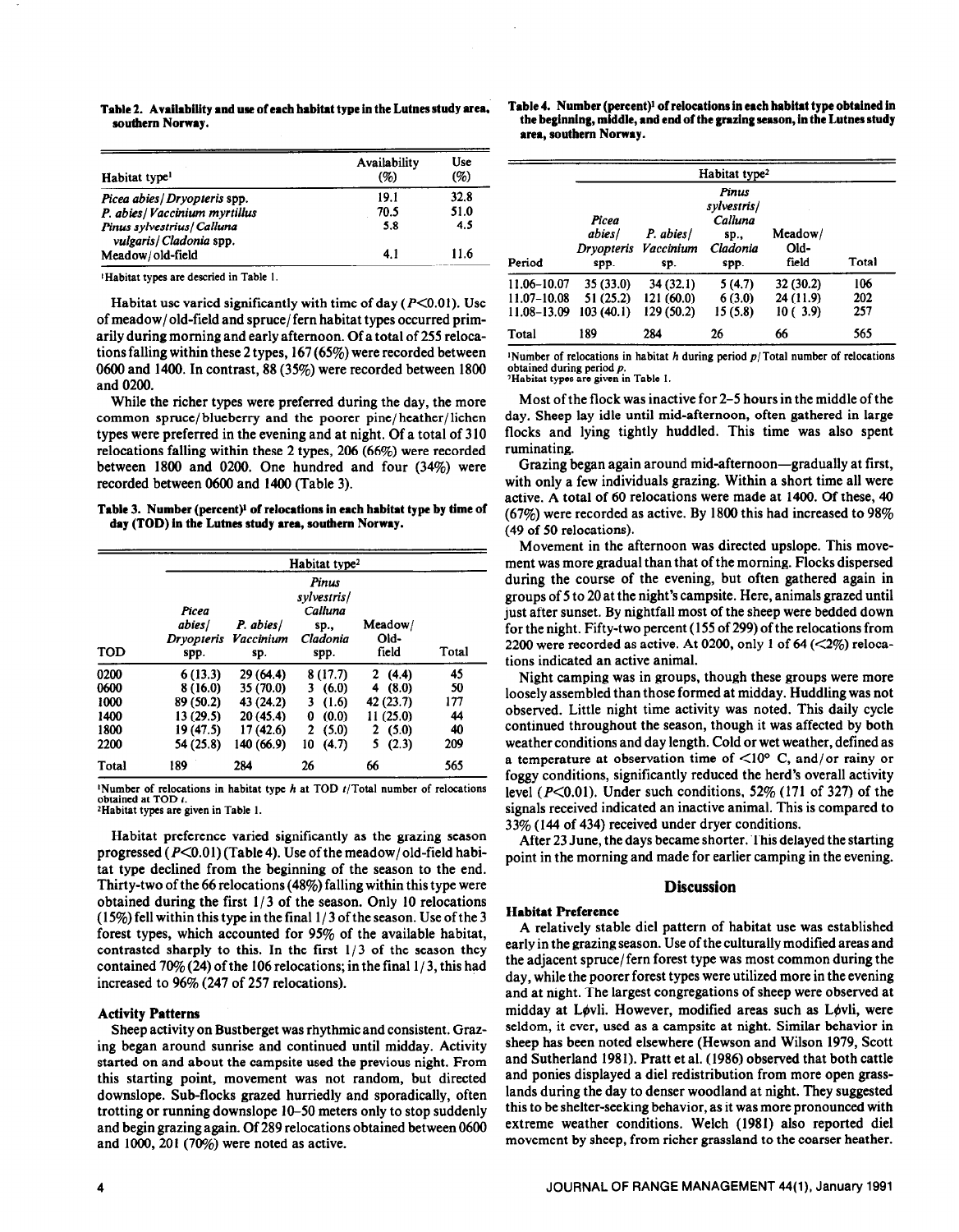**Table 2. Availability and use of each habitat type in the Lutnes study area, southern Norway.**

| Habitat type[1] | Availability (%) | Use (%) |
|---|---|---|
| *Picea abies/Dryopteris* spp. | 19.1 | 32.8 |
| *P. abies/Vaccinium myrtillus* | 70.5 | 51.0 |
| *Pinus sylvestrius/Calluna vulgaris/Cladonia* spp. | 5.8 | 4.5 |
| Meadow/old-field | 4.1 | 11.6 |

[1]Habitat types are descried in Table 1.

Habitat use varied significantly with time of day ($P<0.01$). Use of meadow/old-field and spruce/fern habitat types occurred primarily during morning and early afternoon. Of a total of 255 relocations falling within these 2 types, 167 (65%) were recorded between 0600 and 1400. In contrast, 88 (35%) were recorded between 1800 and 0200.

While the richer types were preferred during the day, the more common spruce/blueberry and the poorer pine/heather/lichen types were preferred in the evening and at night. Of a total of 310 relocations falling within these 2 types, 206 (66%) were recorded between 1800 and 0200. One hundred and four (34%) were recorded between 0600 and 1400 (Table 3).

**Table 3. Number (percent)[1] of relocations in each habitat type by time of day (TOD) in the Lutnes study area, southern Norway.**

| | Habitat type[2] | | | | |
|---|---|---|---|---|---|
| TOD | *Picea abies/ Dryopteris* spp. | *P. abies/ Vaccinium* sp. | *Pinus sylvestris/ Calluna* sp., *Cladonia* spp. | Meadow/ Old-field | Total |
| 0200 | 6 (13.3) | 29 (64.4) | 8 (17.7) | 2 (4.4) | 45 |
| 0600 | 8 (16.0) | 35 (70.0) | 3 (6.0) | 4 (8.0) | 50 |
| 1000 | 89 (50.2) | 43 (24.2) | 3 (1.6) | 42 (23.7) | 177 |
| 1400 | 13 (29.5) | 20 (45.4) | 0 (0.0) | 11 (25.0) | 44 |
| 1800 | 19 (47.5) | 17 (42.6) | 2 (5.0) | 2 (5.0) | 40 |
| 2200 | 54 (25.8) | 140 (66.9) | 10 (4.7) | 5 (2.3) | 209 |
| Total | 189 | 284 | 26 | 66 | 565 |

[1]Number of relocations in habitat *h* at TOD *t*/Total number of relocations obtained at TOD *t*.
[2]Habitat types are given in Table 1.

Habitat preference varied significantly as the grazing season progressed ($P<0.01$) (Table 4). Use of the meadow/old-field habitat type declined from the beginning of the season to the end. Thirty-two of the 66 relocations (48%) falling within this type were obtained during the first 1/3 of the season. Only 10 relocations (15%) fell within this type in the final 1/3 of the season. Use of the 3 forest types, which accounted for 95% of the available habitat, contrasted sharply to this. In the first 1/3 of the season they contained 70% (24) of the 106 relocations; in the final 1/3, this had increased to 96% (247 of 257 relocations).

### Activity Patterns

Sheep activity on Bustberget was rhythmic and consistent. Grazing began around sunrise and continued until midday. Activity started on and about the campsite used the previous night. From this starting point, movement was not random, but directed downslope. Sub-flocks grazed hurriedly and sporadically, often trotting or running downslope 10–50 meters only to stop suddenly and begin grazing again. Of 289 relocations obtained between 0600 and 1000, 201 (70%) were noted as active.

**Table 4. Number (percent)[1] of relocations in each habitat type obtained in the beginning, middle, and end of the grazing season, in the Lutnes study area, southern Norway.**

| | Habitat type[2] | | | | |
|---|---|---|---|---|---|
| Period | *Picea abies/ Dryopteris* spp. | *P. abies/ Vaccinium* sp. | *Pinus sylvestris/ Calluna* sp., *Cladonia* spp. | Meadow/ Old-field | Total |
| 11.06–10.07 | 35 (33.0) | 34 (32.1) | 5 (4.7) | 32 (30.2) | 106 |
| 11.07–10.08 | 51 (25.2) | 121 (60.0) | 6 (3.0) | 24 (11.9) | 202 |
| 11.08–13.09 | 103 (40.1) | 129 (50.2) | 15 (5.8) | 10 (3.9) | 257 |
| Total | 189 | 284 | 26 | 66 | 565 |

[1]Number of relocations in habitat *h* during period *p*/Total number of relocations obtained during period *p*.
[2]Habitat types are given in Table 1.

Most of the flock was inactive for 2–5 hours in the middle of the day. Sheep lay idle until mid-afternoon, often gathered in large flocks and lying tightly huddled. This time was also spent ruminating.

Grazing began again around mid-afternoon—gradually at first, with only a few individuals grazing. Within a short time all were active. A total of 60 relocations were made at 1400. Of these, 40 (67%) were recorded as active. By 1800 this had increased to 98% (49 of 50 relocations).

Movement in the afternoon was directed upslope. This movement was more gradual than that of the morning. Flocks dispersed during the course of the evening, but often gathered again in groups of 5 to 20 at the night's campsite. Here, animals grazed until just after sunset. By nightfall most of the sheep were bedded down for the night. Fifty-two percent (155 of 299) of the relocations from 2200 were recorded as active. At 0200, only 1 of 64 (<2%) relocations indicated an active animal.

Night camping was in groups, though these groups were more loosely assembled than those formed at midday. Huddling was not observed. Little night time activity was noted. This daily cycle continued throughout the season, though it was affected by both weather conditions and day length. Cold or wet weather, defined as a temperature at observation time of <10° C, and/or rainy or foggy conditions, significantly reduced the herd's overall activity level ($P<0.01$). Under such conditions, 52% (171 of 327) of the signals received indicated an inactive animal. This is compared to 33% (144 of 434) received under dryer conditions.

After 23 June, the days became shorter. This delayed the starting point in the morning and made for earlier camping in the evening.

## Discussion

### Habitat Preference

A relatively stable diel pattern of habitat use was established early in the grazing season. Use of the culturally modified areas and the adjacent spruce/fern forest type was most common during the day, while the poorer forest types were utilized more in the evening and at night. The largest congregations of sheep were observed at midday at Løvli. However, modified areas such as Løvli, were seldom, if ever, used as a campsite at night. Similar behavior in sheep has been noted elsewhere (Hewson and Wilson 1979, Scott and Sutherland 1981). Pratt et al. (1986) observed that both cattle and ponies displayed a diel redistribution from more open grasslands during the day to denser woodland at night. They suggested this to be shelter-seeking behavior, as it was more pronounced with extreme weather conditions. Welch (1981) also reported diel movement by sheep, from richer grassland to the coarser heather.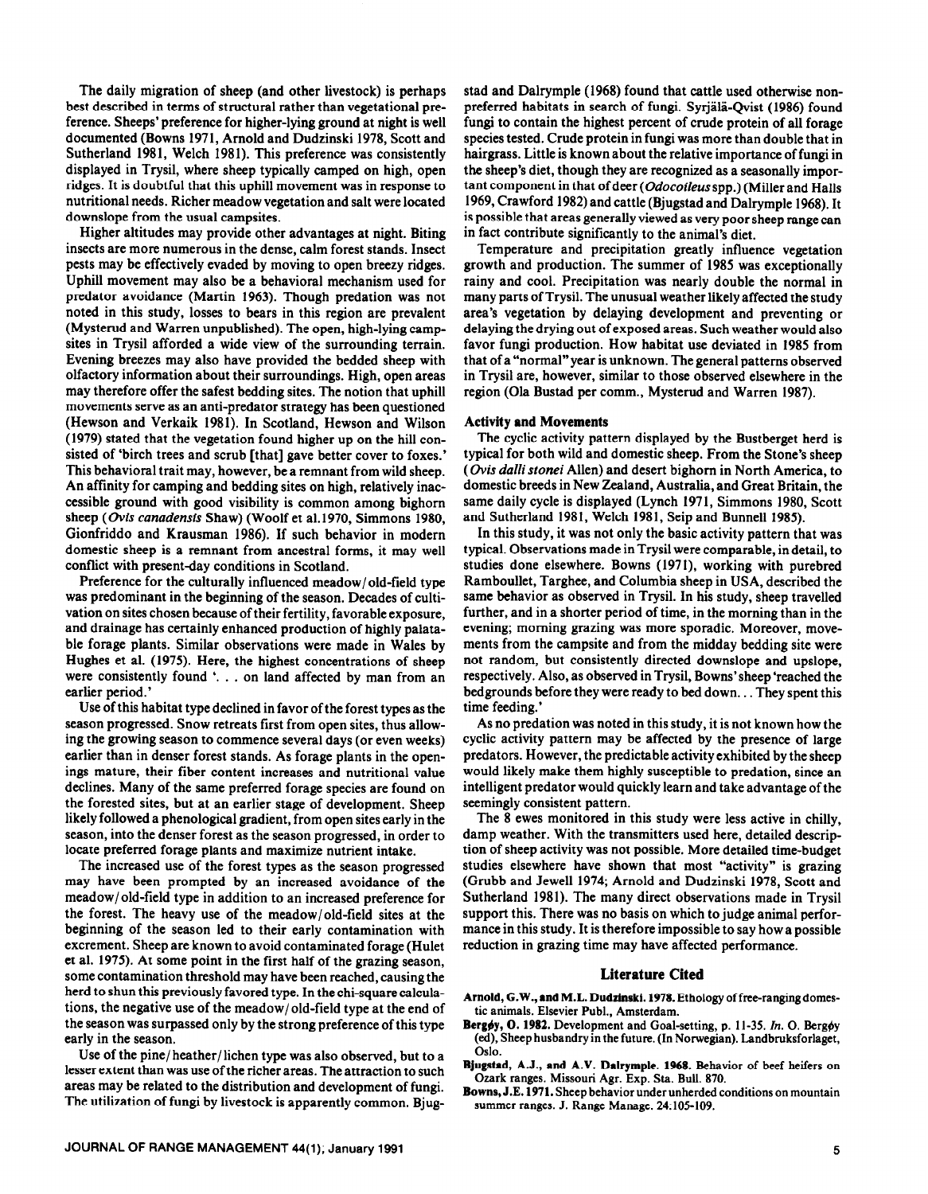The daily migration of sheep (and other livestock) is perhaps best described in terms of structural rather than vegetational preference. Sheeps' preference for higher-lying ground at night is well documented (Bowns 1971, Arnold and Dudzinski 1978, Scott and Sutherland 1981, Welch 1981). This preference was consistently displayed in Trysil, where sheep typically camped on high, open ridges. It is doubtful that this uphill movement was in response to nutritional needs. Richer meadow vegetation and salt were located downslope from the usual campsites.

Higher altitudes may provide other advantages at night. Biting insects are more numerous in the dense, calm forest stands. Insect pests may be effectively evaded by moving to open breezy ridges. Uphill movement may also be a behavioral mechanism used for predator avoidance (Martin 1963). Though predation was not noted in this study, losses to bears in this region are prevalent (Mysterud and Warren unpublished). The open, high-lying campsites in Trysil afforded a wide view of the surrounding terrain. Evening breezes may also have provided the bedded sheep with olfactory information about their surroundings. High, open areas may therefore offer the safest bedding sites. The notion that uphill movements serve as an anti-predator strategy has been questioned (Hewson and Verkaik 1981). In Scotland, Hewson and Wilson (1979) stated that the vegetation found higher up on the hill consisted of 'birch trees and scrub [that] gave better cover to foxes.' This behavioral trait may, however, be a remnant from wild sheep. An affinity for camping and bedding sites on high, relatively inaccessible ground with good visibility is common among bighorn sheep (*Ovis canadensis* Shaw) (Woolf et al.1970, Simmons 1980, Gionfriddo and Krausman 1986). If such behavior in modern domestic sheep is a remnant from ancestral forms, it may well conflict with present-day conditions in Scotland.

Preference for the culturally influenced meadow/old-field type was predominant in the beginning of the season. Decades of cultivation on sites chosen because of their fertility, favorable exposure, and drainage has certainly enhanced production of highly palatable forage plants. Similar observations were made in Wales by Hughes et al. (1975). Here, the highest concentrations of sheep were consistently found '. . . on land affected by man from an earlier period.'

Use of this habitat type declined in favor of the forest types as the season progressed. Snow retreats first from open sites, thus allowing the growing season to commence several days (or even weeks) earlier than in denser forest stands. As forage plants in the openings mature, their fiber content increases and nutritional value declines. Many of the same preferred forage species are found on the forested sites, but at an earlier stage of development. Sheep likely followed a phenological gradient, from open sites early in the season, into the denser forest as the season progressed, in order to locate preferred forage plants and maximize nutrient intake.

The increased use of the forest types as the season progressed may have been prompted by an increased avoidance of the meadow/old-field type in addition to an increased preference for the forest. The heavy use of the meadow/old-field sites at the beginning of the season led to their early contamination with excrement. Sheep are known to avoid contaminated forage (Hulet et al. 1975). At some point in the first half of the grazing season, some contamination threshold may have been reached, causing the herd to shun this previously favored type. In the chi-square calculations, the negative use of the meadow/old-field type at the end of the season was surpassed only by the strong preference of this type early in the season.

Use of the pine/heather/lichen type was also observed, but to a lesser extent than was use of the richer areas. The attraction to such areas may be related to the distribution and development of fungi. The utilization of fungi by livestock is apparently common. Bjugstad and Dalrymple (1968) found that cattle used otherwise non-preferred habitats in search of fungi. Syrjälä-Qvist (1986) found fungi to contain the highest percent of crude protein of all forage species tested. Crude protein in fungi was more than double that in hairgrass. Little is known about the relative importance of fungi in the sheep's diet, though they are recognized as a seasonally important component in that of deer (*Odocoileus* spp.) (Miller and Halls 1969, Crawford 1982) and cattle (Bjugstad and Dalrymple 1968). It is possible that areas generally viewed as very poor sheep range can in fact contribute significantly to the animal's diet.

Temperature and precipitation greatly influence vegetation growth and production. The summer of 1985 was exceptionally rainy and cool. Precipitation was nearly double the normal in many parts of Trysil. The unusual weather likely affected the study area's vegetation by delaying development and preventing or delaying the drying out of exposed areas. Such weather would also favor fungi production. How habitat use deviated in 1985 from that of a "normal" year is unknown. The general patterns observed in Trysil are, however, similar to those observed elsewhere in the region (Ola Bustad per comm., Mysterud and Warren 1987).

### Activity and Movements

The cyclic activity pattern displayed by the Bustberget herd is typical for both wild and domestic sheep. From the Stone's sheep (*Ovis dalli stonei* Allen) and desert bighorn in North America, to domestic breeds in New Zealand, Australia, and Great Britain, the same daily cycle is displayed (Lynch 1971, Simmons 1980, Scott and Sutherland 1981, Welch 1981, Seip and Bunnell 1985).

In this study, it was not only the basic activity pattern that was typical. Observations made in Trysil were comparable, in detail, to studies done elsewhere. Bowns (1971), working with purebred Rambouillet, Targhee, and Columbia sheep in USA, described the same behavior as observed in Trysil. In his study, sheep travelled further, and in a shorter period of time, in the morning than in the evening; morning grazing was more sporadic. Moreover, movements from the campsite and from the midday bedding site were not random, but consistently directed downslope and upslope, respectively. Also, as observed in Trysil, Bowns' sheep 'reached the bedgrounds before they were ready to bed down... They spent this time feeding.'

As no predation was noted in this study, it is not known how the cyclic activity pattern may be affected by the presence of large predators. However, the predictable activity exhibited by the sheep would likely make them highly susceptible to predation, since an intelligent predator would quickly learn and take advantage of the seemingly consistent pattern.

The 8 ewes monitored in this study were less active in chilly, damp weather. With the transmitters used here, detailed description of sheep activity was not possible. More detailed time-budget studies elsewhere have shown that most "activity" is grazing (Grubb and Jewell 1974; Arnold and Dudzinski 1978, Scott and Sutherland 1981). The many direct observations made in Trysil support this. There was no basis on which to judge animal performance in this study. It is therefore impossible to say how a possible reduction in grazing time may have affected performance.

## Literature Cited

**Arnold, G.W., and M.L. Dudzinski. 1978.** Ethology of free-ranging domestic animals. Elsevier Publ., Amsterdam.

**Bergøy, O. 1982.** Development and Goal-setting, p. 11-35. *In.* O. Bergøy (ed), Sheep husbandry in the future. (In Norwegian). Landbruksforlaget, Oslo.

**Bjugstad, A.J., and A.V. Dalrymple. 1968.** Behavior of beef heifers on Ozark ranges. Missouri Agr. Exp. Sta. Bull. 870.

**Bowns, J.E. 1971.** Sheep behavior under unherded conditions on mountain summer ranges. J. Range Manage. 24:105-109.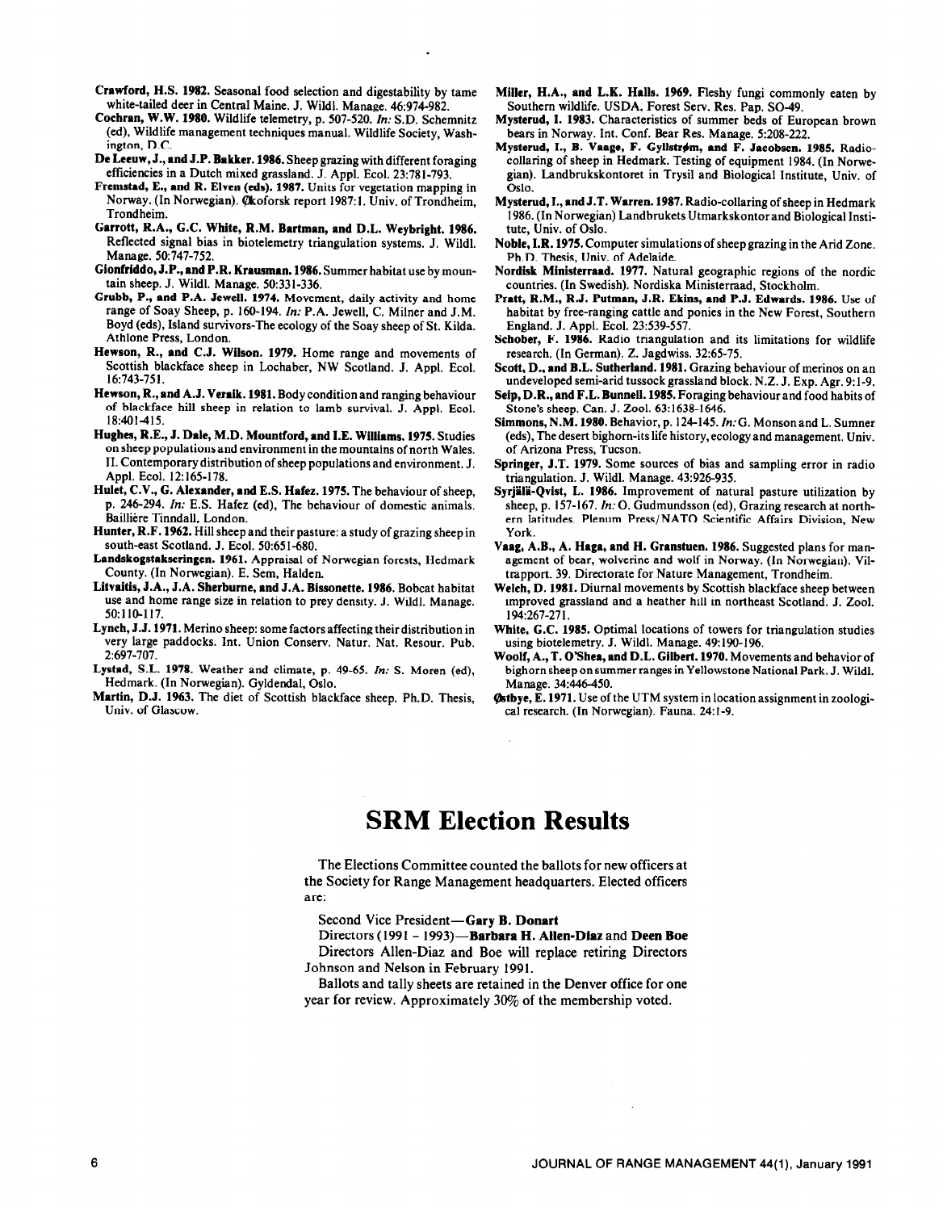**Crawford, H.S. 1982.** Seasonal food selection and digestability by tame white-tailed deer in Central Maine. J. Wildl. Manage. 46:974-982.

**Cochran, W.W. 1980.** Wildlife telemetry, p. 507-520. *In:* S.D. Schemnitz (ed), Wildlife management techniques manual. Wildlife Society, Washington, D.C.

**De Leeuw, J., and J.P. Bakker. 1986.** Sheep grazing with different foraging efficiencies in a Dutch mixed grassland. J. Appl. Ecol. 23:781-793.

**Fremstad, E., and R. Elven (eds). 1987.** Units for vegetation mapping in Norway. (In Norwegian). Økoforsk report 1987:1. Univ. of Trondheim, Trondheim.

**Garrott, R.A., G.C. White, R.M. Bartman, and D.L. Weybright. 1986.** Reflected signal bias in biotelemetry triangulation systems. J. Wildl. Manage. 50:747-752.

**Gionfriddo, J.P., and P.R. Krausman. 1986.** Summer habitat use by mountain sheep. J. Wildl. Manage. 50:331-336.

**Grubb, P., and P.A. Jewell. 1974.** Movement, daily activity and home range of Soay Sheep, p. 160-194. *In:* P.A. Jewell, C. Milner and J.M. Boyd (eds), Island survivors-The ecology of the Soay sheep of St. Kilda. Athlone Press, London.

**Hewson, R., and C.J. Wilson. 1979.** Home range and movements of Scottish blackface sheep in Lochaber, NW Scotland. J. Appl. Ecol. 16:743-751.

**Hewson, R., and A.J. Verak. 1981.** Body condition and ranging behaviour of blackface hill sheep in relation to lamb survival. J. Appl. Ecol. 18:401-415.

**Hughes, R.E., J. Dale, M.D. Mountford, and I.E. Williams. 1975.** Studies on sheep populations and environment in the mountains of north Wales. II. Contemporary distribution of sheep populations and environment. J. Appl. Ecol. 12:165-178.

**Hulet, C.V., G. Alexander, and E.S. Hafez. 1975.** The behaviour of sheep, p. 246-294. *In:* E.S. Hafez (ed), The behaviour of domestic animals. Baillière Tinndall, London.

**Hunter, R.F. 1962.** Hill sheep and their pasture: a study of grazing sheep in south-east Scotland. J. Ecol. 50:651-680.

**Landskogstakseringen. 1961.** Appraisal of Norwegian forests, Hedmark County. (In Norwegian). E. Sem, Halden.

**Litvaitis, J.A., J.A. Sherburne, and J.A. Bissonette. 1986.** Bobcat habitat use and home range size in relation to prey density. J. Wildl. Manage. 50:110-117.

**Lynch, J.J. 1971.** Merino sheep: some factors affecting their distribution in very large paddocks. Int. Union Conserv. Natur. Nat. Resour. Pub. 2:697-707.

**Lystad, S.L. 1978.** Weather and climate, p. 49-65. *In:* S. Moren (ed), Hedmark. (In Norwegian). Gyldendal, Oslo.

**Martin, D.J. 1963.** The diet of Scottish blackface sheep. Ph.D. Thesis, Univ. of Glascow.

**Miller, H.A., and L.K. Halls. 1969.** Fleshy fungi commonly eaten by Southern wildlife. USDA, Forest Serv. Res. Pap. SO-49.

**Mysterud, I. 1983.** Characteristics of summer beds of European brown bears in Norway. Int. Conf. Bear Res. Manage. 5:208-222.

**Mysterud, I., B. Vaage, F. Gyllstrøm, and F. Jacobsen. 1985.** Radio-collaring of sheep in Hedmark. Testing of equipment 1984. (In Norwegian). Landbrukskontoret in Trysil and Biological Institute, Univ. of Oslo.

**Mysterud, I., and J.T. Warren. 1987.** Radio-collaring of sheep in Hedmark 1986. (In Norwegian) Landbrukets Utmarkskontor and Biological Institute, Univ. of Oslo.

**Noble, I.R. 1975.** Computer simulations of sheep grazing in the Arid Zone. Ph.D. Thesis, Univ. of Adelaide.

**Nordisk Ministerraad. 1977.** Natural geographic regions of the nordic countries. (In Swedish). Nordiska Ministerraad, Stockholm.

**Pratt, R.M., R.J. Putman, J.R. Ekins, and P.J. Edwards. 1986.** Use of habitat by free-ranging cattle and ponies in the New Forest, Southern England. J. Appl. Ecol. 23:539-557.

**Schober, F. 1986.** Radio triangulation and its limitations for wildlife research. (In German). Z. Jagdwiss. 32:65-75.

**Scott, D., and B.L. Sutherland. 1981.** Grazing behaviour of merinos on an undeveloped semi-arid tussock grassland block. N.Z. J. Exp. Agr. 9:1-9.

**Seip, D.R., and F.L. Bunnell. 1985.** Foraging behaviour and food habits of Stone's sheep. Can. J. Zool. 63:1638-1646.

**Simmons, N.M. 1980.** Behavior, p. 124-145. *In:* G. Monson and L. Sumner (eds), The desert bighorn-its life history, ecology and management. Univ. of Arizona Press, Tucson.

**Springer, J.T. 1979.** Some sources of bias and sampling error in radio triangulation. J. Wildl. Manage. 43:926-935.

**Syrjälä-Qvist, L. 1986.** Improvement of natural pasture utilization by sheep, p. 157-167. *In:* O. Gudmundsson (ed), Grazing research at northern latitudes. Plenum Press/NATO Scientific Affairs Division, New York.

**Vaag, A.B., A. Haga, and H. Granstuen. 1986.** Suggested plans for management of bear, wolverine and wolf in Norway. (In Norwegian). Viltrapport. 39. Directorate for Nature Management, Trondheim.

**Welch, D. 1981.** Diurnal movements by Scottish blackface sheep between improved grassland and a heather hill in northeast Scotland. J. Zool. 194:267-271.

**White, G.C. 1985.** Optimal locations of towers for triangulation studies using biotelemetry. J. Wildl. Manage. 49:190-196.

**Woolf, A., T. O'Shea, and D.L. Gilbert. 1970.** Movements and behavior of bighorn sheep on summer ranges in Yellowstone National Park. J. Wildl. Manage. 34:446-450.

**Østbye, E. 1971.** Use of the UTM system in location assignment in zoological research. (In Norwegian). Fauna. 24:1-9.

# SRM Election Results

The Elections Committee counted the ballots for new officers at the Society for Range Management headquarters. Elected officers are:

Second Vice President—**Gary B. Donart**

Directors (1991 - 1993)—**Barbara H. Allen-Diaz** and **Deen Boe**

Directors Allen-Diaz and Boe will replace retiring Directors Johnson and Nelson in February 1991.

Ballots and tally sheets are retained in the Denver office for one year for review. Approximately 30% of the membership voted.